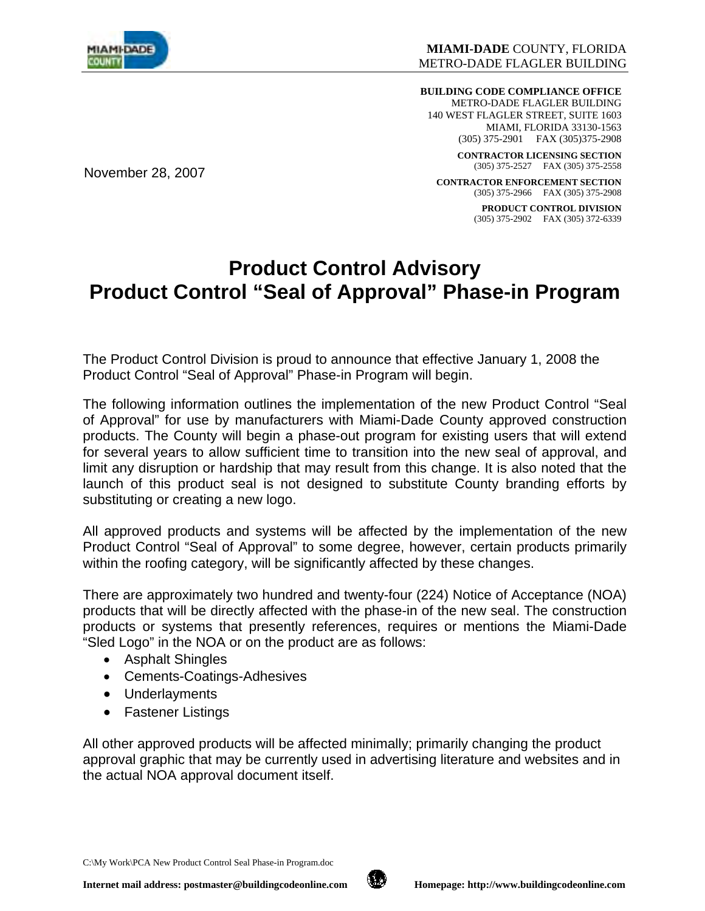**MIAMI-DADE** COUNTY, FLORIDA
METRO-DADE FLAGLER BUILDING

**BUILDING CODE COMPLIANCE OFFICE**
METRO-DADE FLAGLER BUILDING
140 WEST FLAGLER STREET, SUITE 1603
MIAMI, FLORIDA 33130-1563
(305) 375-2901 FAX (305)375-2908

**CONTRACTOR LICENSING SECTION**
(305) 375-2527 FAX (305) 375-2558

**CONTRACTOR ENFORCEMENT SECTION**
(305) 375-2966 FAX (305) 375-2908

**PRODUCT CONTROL DIVISION**
(305) 375-2902 FAX (305) 372-6339

November 28, 2007

# Product Control Advisory
# Product Control "Seal of Approval" Phase-in Program

The Product Control Division is proud to announce that effective January 1, 2008 the Product Control "Seal of Approval" Phase-in Program will begin.

The following information outlines the implementation of the new Product Control "Seal of Approval" for use by manufacturers with Miami-Dade County approved construction products. The County will begin a phase-out program for existing users that will extend for several years to allow sufficient time to transition into the new seal of approval, and limit any disruption or hardship that may result from this change. It is also noted that the launch of this product seal is not designed to substitute County branding efforts by substituting or creating a new logo.

All approved products and systems will be affected by the implementation of the new Product Control "Seal of Approval" to some degree, however, certain products primarily within the roofing category, will be significantly affected by these changes.

There are approximately two hundred and twenty-four (224) Notice of Acceptance (NOA) products that will be directly affected with the phase-in of the new seal. The construction products or systems that presently references, requires or mentions the Miami-Dade "Sled Logo" in the NOA or on the product are as follows:

- Asphalt Shingles
- Cements-Coatings-Adhesives
- Underlayments
- Fastener Listings

All other approved products will be affected minimally; primarily changing the product approval graphic that may be currently used in advertising literature and websites and in the actual NOA approval document itself.

C:\My Work\PCA New Product Control Seal Phase-in Program.doc

**Internet mail address: postmaster@buildingcodeonline.com** **Homepage: http://www.buildingcodeonline.com**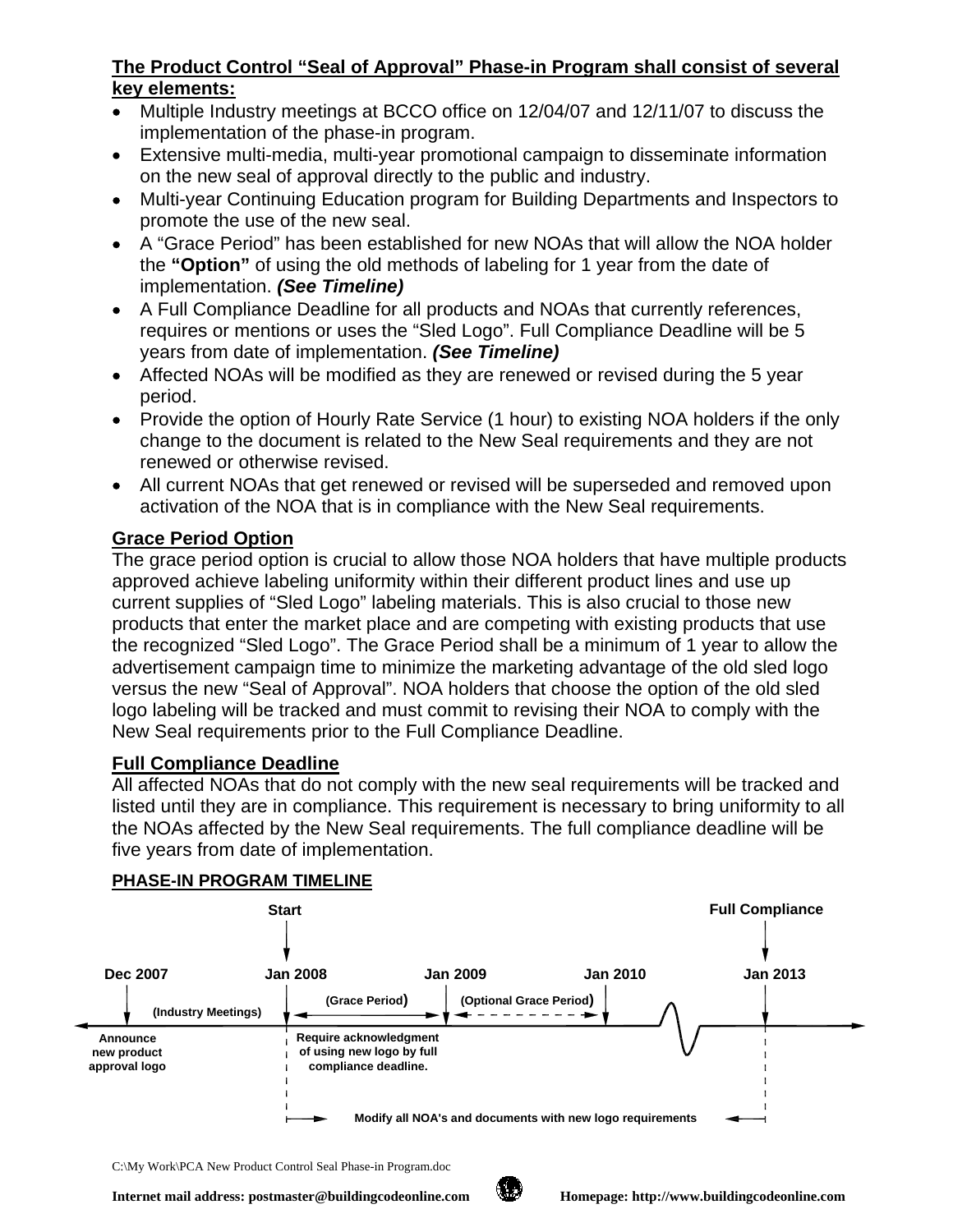**The Product Control "Seal of Approval" Phase-in Program shall consist of several key elements:**

- Multiple Industry meetings at BCCO office on 12/04/07 and 12/11/07 to discuss the implementation of the phase-in program.
- Extensive multi-media, multi-year promotional campaign to disseminate information on the new seal of approval directly to the public and industry.
- Multi-year Continuing Education program for Building Departments and Inspectors to promote the use of the new seal.
- A "Grace Period" has been established for new NOAs that will allow the NOA holder the **"Option"** of using the old methods of labeling for 1 year from the date of implementation. ***(See Timeline)***
- A Full Compliance Deadline for all products and NOAs that currently references, requires or mentions or uses the "Sled Logo". Full Compliance Deadline will be 5 years from date of implementation. ***(See Timeline)***
- Affected NOAs will be modified as they are renewed or revised during the 5 year period.
- Provide the option of Hourly Rate Service (1 hour) to existing NOA holders if the only change to the document is related to the New Seal requirements and they are not renewed or otherwise revised.
- All current NOAs that get renewed or revised will be superseded and removed upon activation of the NOA that is in compliance with the New Seal requirements.

## Grace Period Option

The grace period option is crucial to allow those NOA holders that have multiple products approved achieve labeling uniformity within their different product lines and use up current supplies of "Sled Logo" labeling materials. This is also crucial to those new products that enter the market place and are competing with existing products that use the recognized "Sled Logo". The Grace Period shall be a minimum of 1 year to allow the advertisement campaign time to minimize the marketing advantage of the old sled logo versus the new "Seal of Approval". NOA holders that choose the option of the old sled logo labeling will be tracked and must commit to revising their NOA to comply with the New Seal requirements prior to the Full Compliance Deadline.

## Full Compliance Deadline

All affected NOAs that do not comply with the new seal requirements will be tracked and listed until they are in compliance. This requirement is necessary to bring uniformity to all the NOAs affected by the New Seal requirements. The full compliance deadline will be five years from date of implementation.

## PHASE-IN PROGRAM TIMELINE

- **Dec 2007** – Announce new product approval logo (Industry Meetings)
- **Jan 2008** (Start) – Require acknowledgment of using new logo by full compliance deadline. (Grace Period)
- **Jan 2009** – (Optional Grace Period)
- **Jan 2010**
- **Jan 2013** (Full Compliance)

Jan 2008 – Jan 2013: Modify all NOA's and documents with new logo requirements

C:\My Work\PCA New Product Control Seal Phase-in Program.doc

**Internet mail address: postmaster@buildingcodeonline.com** **Homepage: http://www.buildingcodeonline.com**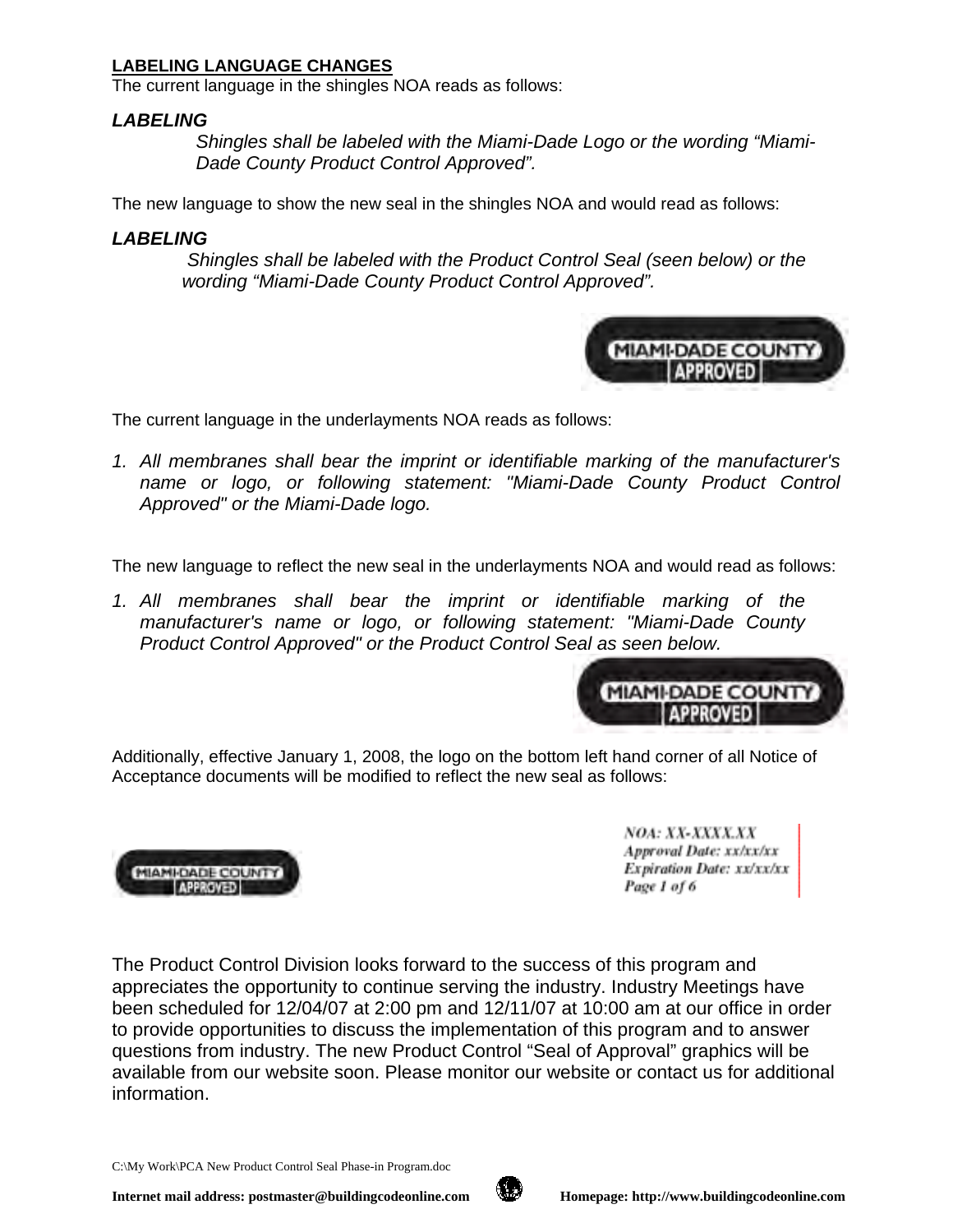**LABELING LANGUAGE CHANGES**

The current language in the shingles NOA reads as follows:

***LABELING***

*Shingles shall be labeled with the Miami-Dade Logo or the wording "Miami-Dade County Product Control Approved".*

The new language to show the new seal in the shingles NOA and would read as follows:

***LABELING***

*Shingles shall be labeled with the Product Control Seal (seen below) or the wording "Miami-Dade County Product Control Approved".*

MIAMI-DADE COUNTY
APPROVED

The current language in the underlayments NOA reads as follows:

1. *All membranes shall bear the imprint or identifiable marking of the manufacturer's name or logo, or following statement: "Miami-Dade County Product Control Approved" or the Miami-Dade logo.*

The new language to reflect the new seal in the underlayments NOA and would read as follows:

1. *All membranes shall bear the imprint or identifiable marking of the manufacturer's name or logo, or following statement: "Miami-Dade County Product Control Approved" or the Product Control Seal as seen below.*

MIAMI-DADE COUNTY
APPROVED

Additionally, effective January 1, 2008, the logo on the bottom left hand corner of all Notice of Acceptance documents will be modified to reflect the new seal as follows:

MIAMI-DADE COUNTY
APPROVED

*NOA: XX-XXXX.XX*
*Approval Date: xx/xx/xx*
*Expiration Date: xx/xx/xx*
*Page 1 of 6*

The Product Control Division looks forward to the success of this program and appreciates the opportunity to continue serving the industry. Industry Meetings have been scheduled for 12/04/07 at 2:00 pm and 12/11/07 at 10:00 am at our office in order to provide opportunities to discuss the implementation of this program and to answer questions from industry. The new Product Control "Seal of Approval" graphics will be available from our website soon. Please monitor our website or contact us for additional information.

C:\My Work\PCA New Product Control Seal Phase-in Program.doc

**Internet mail address: postmaster@buildingcodeonline.com** **Homepage: http://www.buildingcodeonline.com**